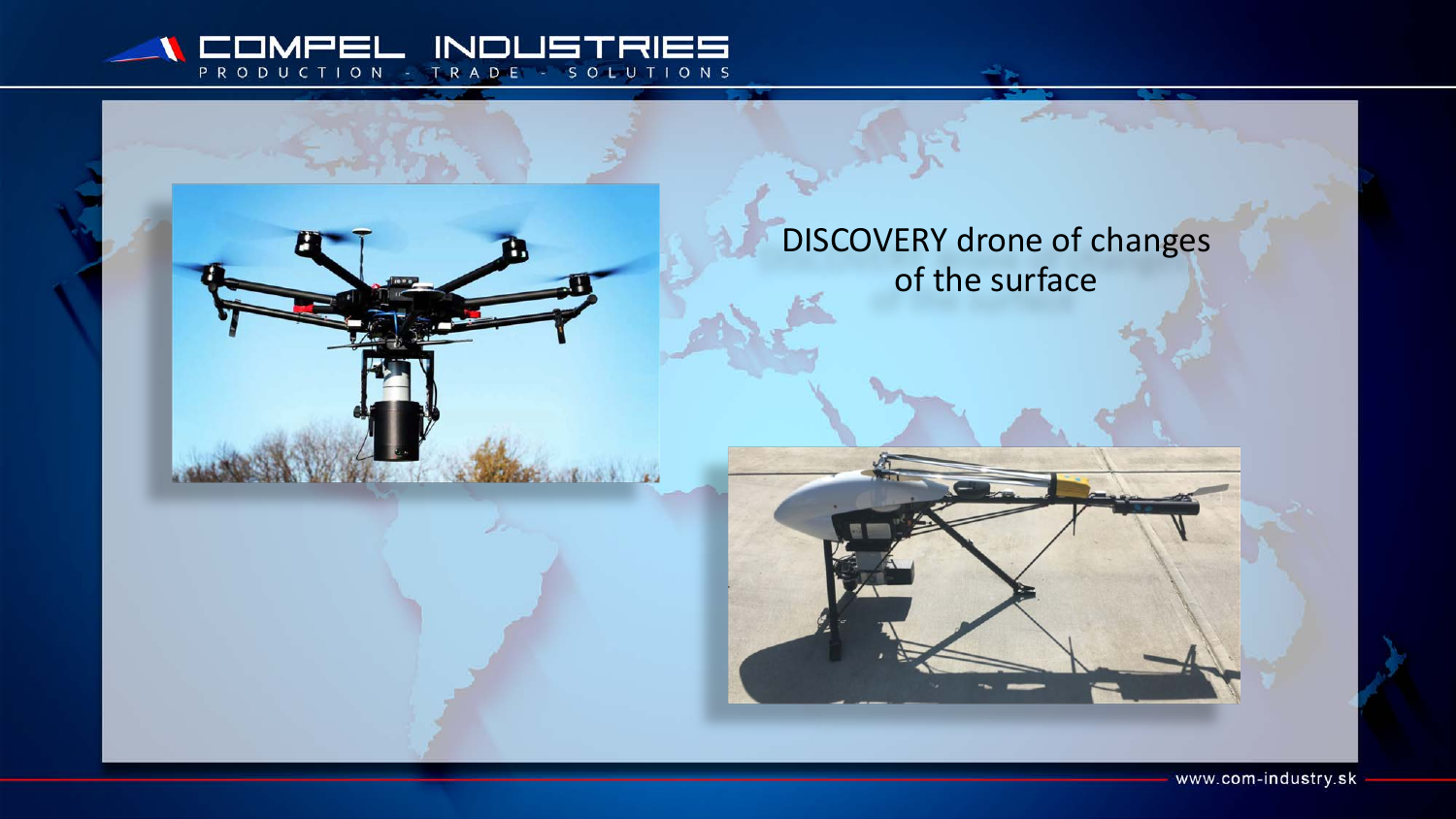DISCOVERY drone of changes of the surface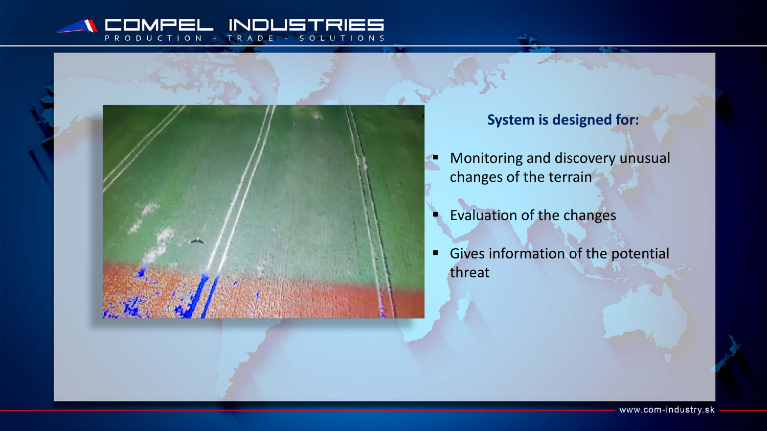**System is designed for:**

- Monitoring and discovery unusual changes of the terrain
- Evaluation of the changes
- Gives information of the potential threat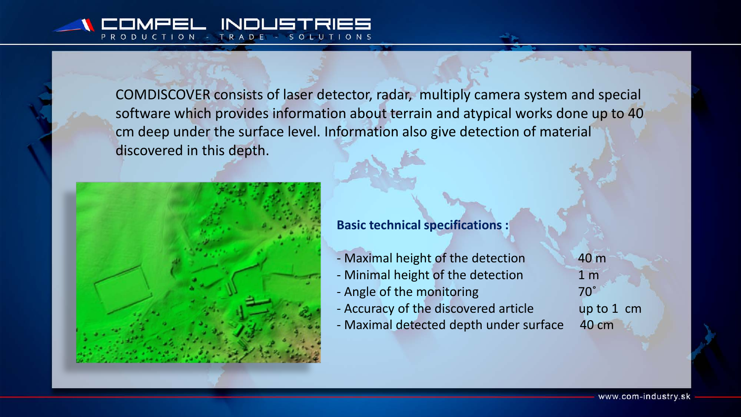COMDISCOVER consists of laser detector, radar,  multiply camera system and special software which provides information about terrain and atypical works done up to 40 cm deep under the surface level. Information also give detection of material discovered in this depth.

**Basic technical specifications :**

| Specification | Value |
|---|---|
| - Maximal height of the detection | 40 m |
| - Minimal height of the detection | 1 m |
| - Angle of the monitoring | 70˚ |
| - Accuracy of the discovered article | up to 1 cm |
| - Maximal detected depth under surface | 40 cm |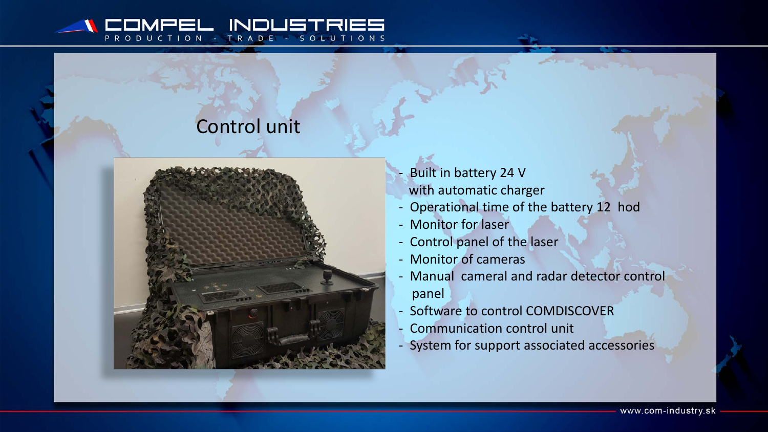## Control unit

- Built in battery 24 V with automatic charger
- Operational time of the battery 12 hod
- Monitor for laser
- Control panel of the laser
- Monitor of cameras
- Manual cameral and radar detector control panel
- Software to control COMDISCOVER
- Communication control unit
- System for support associated accessories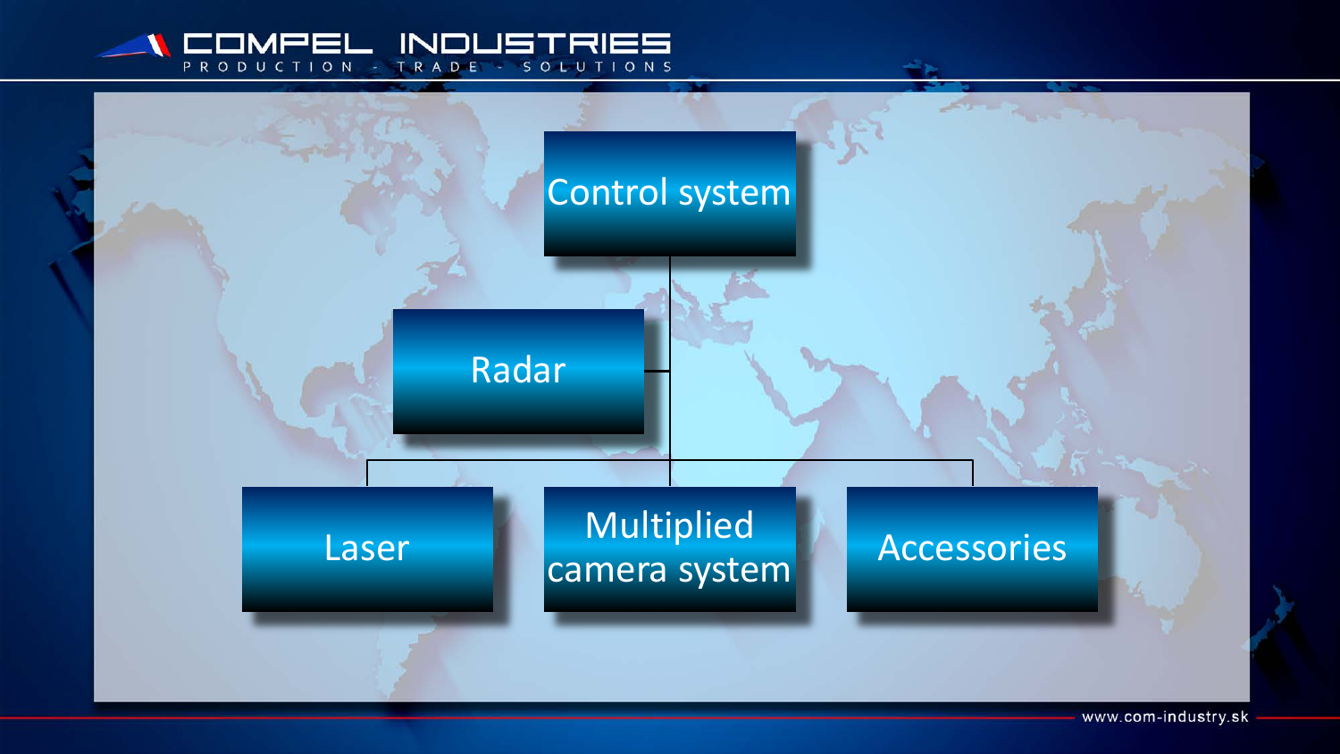- Control system
  - Radar
  - Laser
  - Multiplied camera system
  - Accessories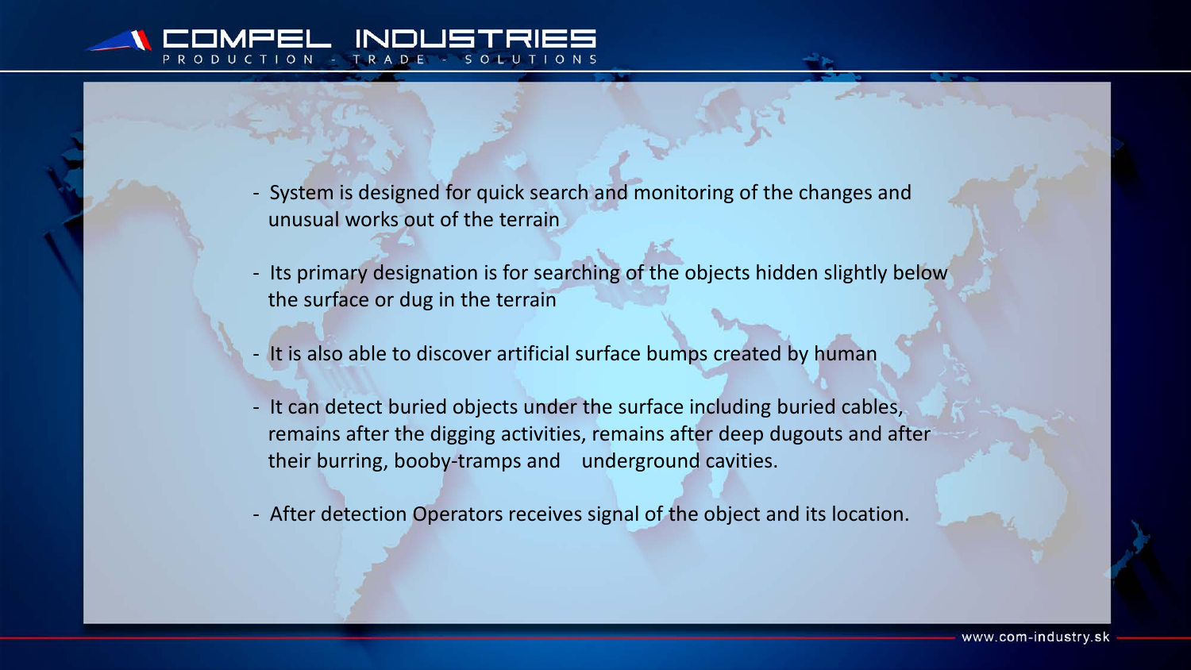- System is designed for quick search and monitoring of the changes and unusual works out of the terrain
- Its primary designation is for searching of the objects hidden slightly below the surface or dug in the terrain
- It is also able to discover artificial surface bumps created by human
- It can detect buried objects under the surface including buried cables, remains after the digging activities, remains after deep dugouts and after their burring, booby-tramps and underground cavities.
- After detection Operators receives signal of the object and its location.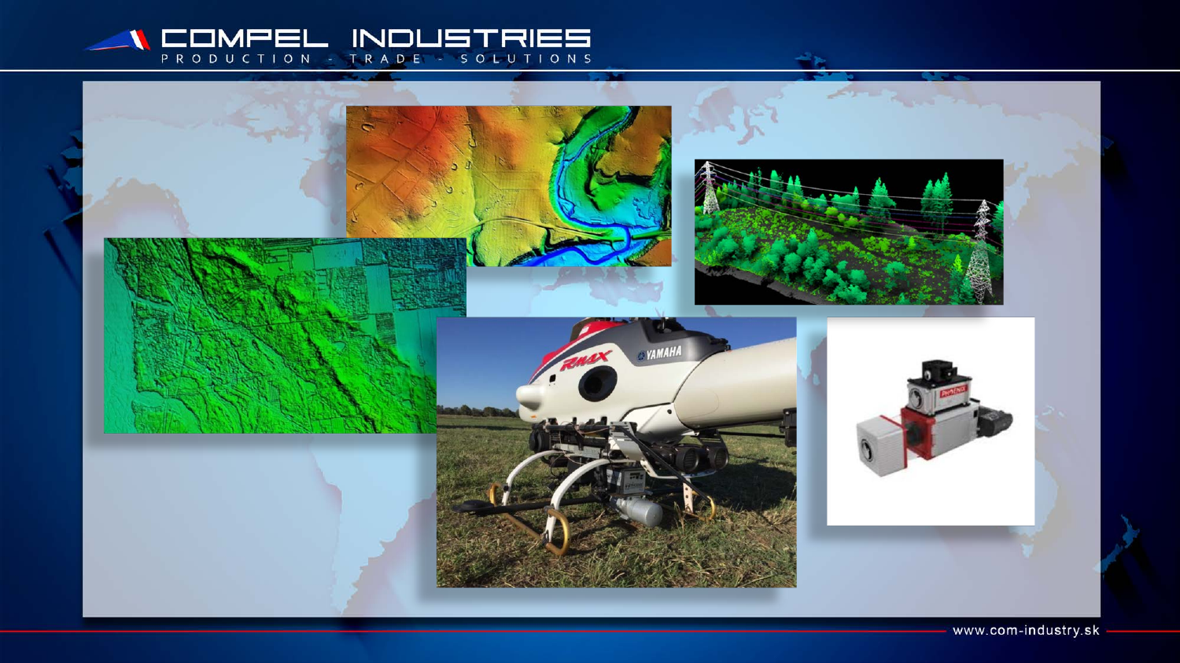# COMPEL INDUSTRIES

PRODUCTION - TRADE - SOLUTIONS

www.com-industry.sk